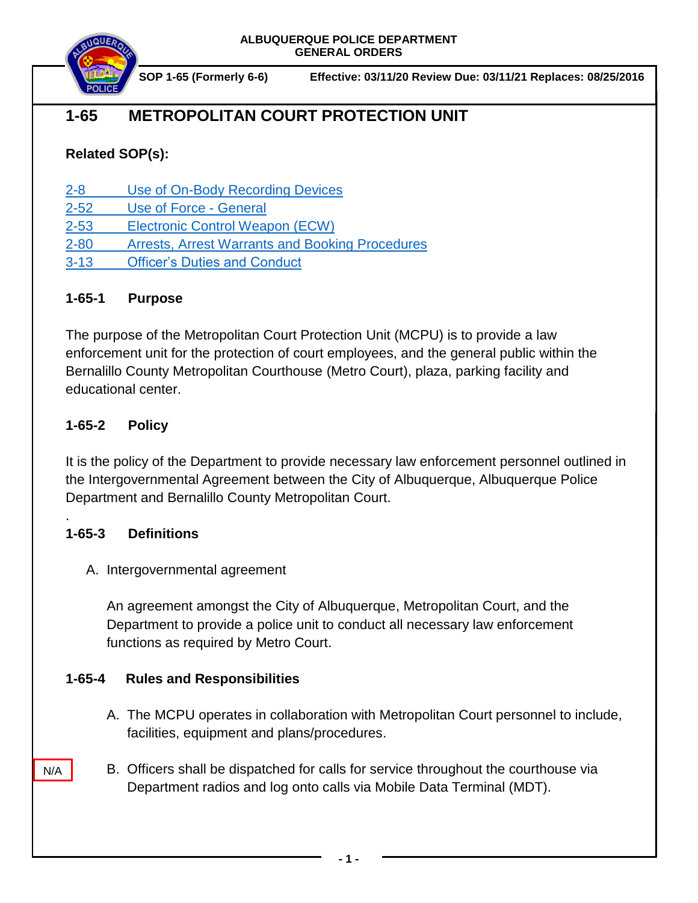**ALBUQUERQUE POLICE DEPARTMENT**
**GENERAL ORDERS**

**SOP 1-65 (Formerly 6-6)** **Effective: 03/11/20 Review Due: 03/11/21 Replaces: 08/25/2016**

# 1-65 METROPOLITAN COURT PROTECTION UNIT

**Related SOP(s):**

2-8 Use of On-Body Recording Devices
2-52 Use of Force - General
2-53 Electronic Control Weapon (ECW)
2-80 Arrests, Arrest Warrants and Booking Procedures
3-13 Officer's Duties and Conduct

## 1-65-1 Purpose

The purpose of the Metropolitan Court Protection Unit (MCPU) is to provide a law enforcement unit for the protection of court employees, and the general public within the Bernalillo County Metropolitan Courthouse (Metro Court), plaza, parking facility and educational center.

## 1-65-2 Policy

It is the policy of the Department to provide necessary law enforcement personnel outlined in the Intergovernmental Agreement between the City of Albuquerque, Albuquerque Police Department and Bernalillo County Metropolitan Court.

.

## 1-65-3 Definitions

A. Intergovernmental agreement

An agreement amongst the City of Albuquerque, Metropolitan Court, and the Department to provide a police unit to conduct all necessary law enforcement functions as required by Metro Court.

## 1-65-4 Rules and Responsibilities

A. The MCPU operates in collaboration with Metropolitan Court personnel to include, facilities, equipment and plans/procedures.

N/A

B. Officers shall be dispatched for calls for service throughout the courthouse via Department radios and log onto calls via Mobile Data Terminal (MDT).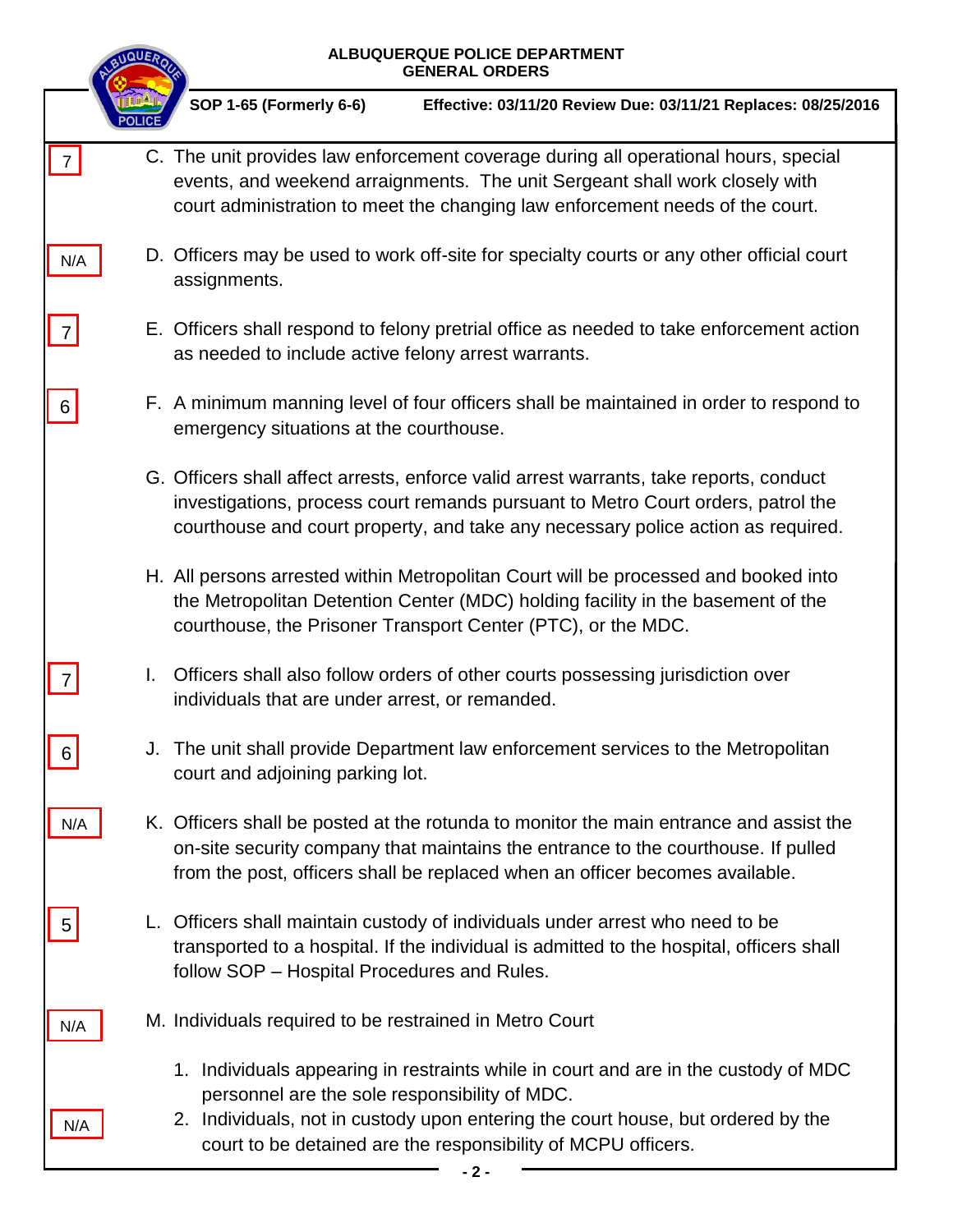ALBUQUERQUE POLICE DEPARTMENT
GENERAL ORDERS

SOP 1-65 (Formerly 6-6) Effective: 03/11/20 Review Due: 03/11/21 Replaces: 08/25/2016

7 C. The unit provides law enforcement coverage during all operational hours, special events, and weekend arraignments. The unit Sergeant shall work closely with court administration to meet the changing law enforcement needs of the court.

N/A D. Officers may be used to work off-site for specialty courts or any other official court assignments.

7 E. Officers shall respond to felony pretrial office as needed to take enforcement action as needed to include active felony arrest warrants.

6 F. A minimum manning level of four officers shall be maintained in order to respond to emergency situations at the courthouse.

G. Officers shall affect arrests, enforce valid arrest warrants, take reports, conduct investigations, process court remands pursuant to Metro Court orders, patrol the courthouse and court property, and take any necessary police action as required.

H. All persons arrested within Metropolitan Court will be processed and booked into the Metropolitan Detention Center (MDC) holding facility in the basement of the courthouse, the Prisoner Transport Center (PTC), or the MDC.

7 I. Officers shall also follow orders of other courts possessing jurisdiction over individuals that are under arrest, or remanded.

6 J. The unit shall provide Department law enforcement services to the Metropolitan court and adjoining parking lot.

N/A K. Officers shall be posted at the rotunda to monitor the main entrance and assist the on-site security company that maintains the entrance to the courthouse. If pulled from the post, officers shall be replaced when an officer becomes available.

5 L. Officers shall maintain custody of individuals under arrest who need to be transported to a hospital. If the individual is admitted to the hospital, officers shall follow SOP – Hospital Procedures and Rules.

N/A M. Individuals required to be restrained in Metro Court

1. Individuals appearing in restraints while in court and are in the custody of MDC personnel are the sole responsibility of MDC.

N/A 2. Individuals, not in custody upon entering the court house, but ordered by the court to be detained are the responsibility of MCPU officers.